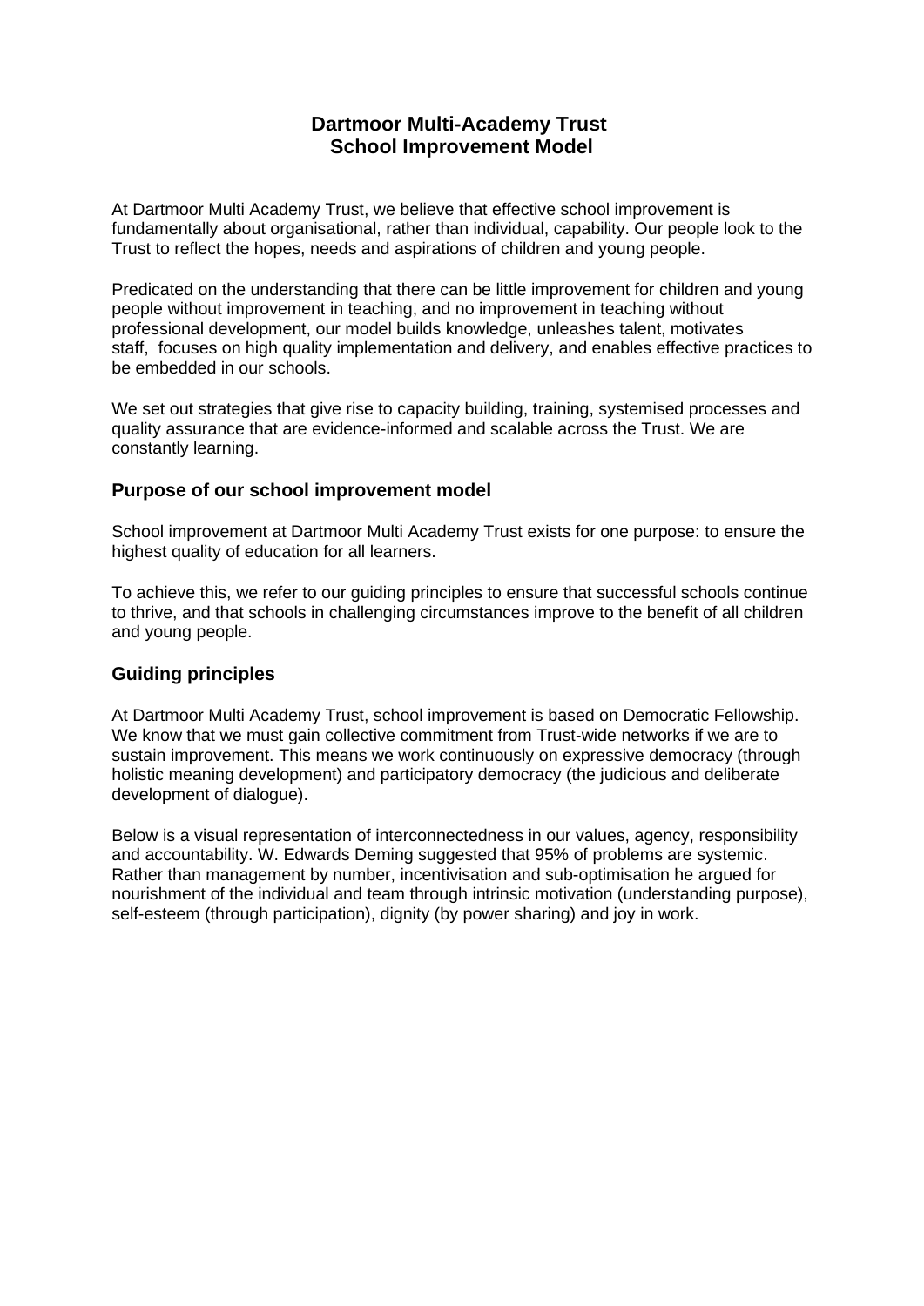# Dartmoor Multi-Academy Trust
# School Improvement Model

At Dartmoor Multi Academy Trust, we believe that effective school improvement is fundamentally about organisational, rather than individual, capability. Our people look to the Trust to reflect the hopes, needs and aspirations of children and young people.

Predicated on the understanding that there can be little improvement for children and young people without improvement in teaching, and no improvement in teaching without professional development, our model builds knowledge, unleashes talent, motivates staff, focuses on high quality implementation and delivery, and enables effective practices to be embedded in our schools.

We set out strategies that give rise to capacity building, training, systemised processes and quality assurance that are evidence-informed and scalable across the Trust. We are constantly learning.

## Purpose of our school improvement model

School improvement at Dartmoor Multi Academy Trust exists for one purpose: to ensure the highest quality of education for all learners.

To achieve this, we refer to our guiding principles to ensure that successful schools continue to thrive, and that schools in challenging circumstances improve to the benefit of all children and young people.

## Guiding principles

At Dartmoor Multi Academy Trust, school improvement is based on Democratic Fellowship. We know that we must gain collective commitment from Trust-wide networks if we are to sustain improvement. This means we work continuously on expressive democracy (through holistic meaning development) and participatory democracy (the judicious and deliberate development of dialogue).

Below is a visual representation of interconnectedness in our values, agency, responsibility and accountability. W. Edwards Deming suggested that 95% of problems are systemic. Rather than management by number, incentivisation and sub-optimisation he argued for nourishment of the individual and team through intrinsic motivation (understanding purpose), self-esteem (through participation), dignity (by power sharing) and joy in work.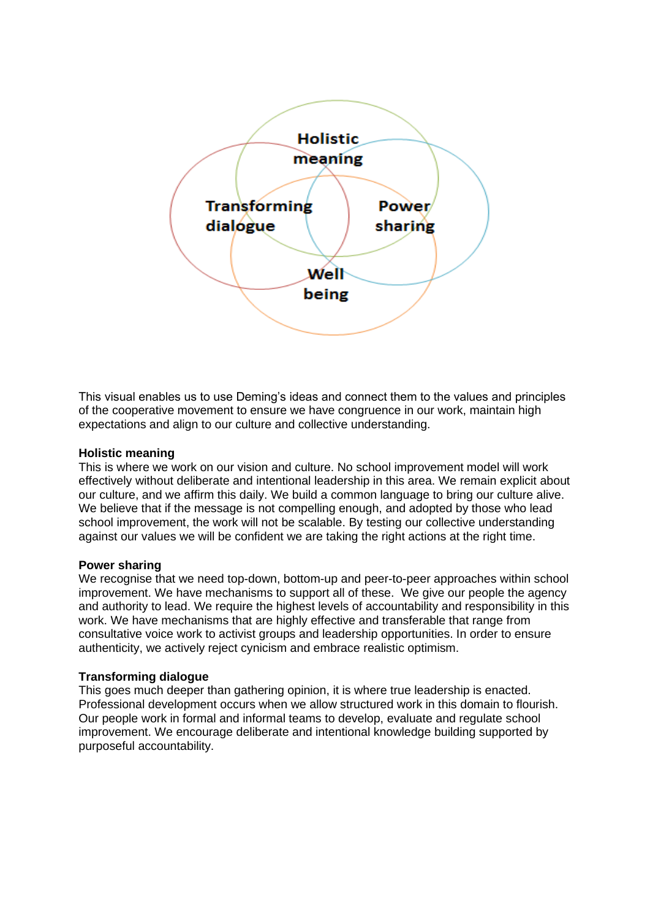This visual enables us to use Deming's ideas and connect them to the values and principles of the cooperative movement to ensure we have congruence in our work, maintain high expectations and align to our culture and collective understanding.

**Holistic meaning**

This is where we work on our vision and culture. No school improvement model will work effectively without deliberate and intentional leadership in this area. We remain explicit about our culture, and we affirm this daily. We build a common language to bring our culture alive. We believe that if the message is not compelling enough, and adopted by those who lead school improvement, the work will not be scalable. By testing our collective understanding against our values we will be confident we are taking the right actions at the right time.

**Power sharing**

We recognise that we need top-down, bottom-up and peer-to-peer approaches within school improvement. We have mechanisms to support all of these. We give our people the agency and authority to lead. We require the highest levels of accountability and responsibility in this work. We have mechanisms that are highly effective and transferable that range from consultative voice work to activist groups and leadership opportunities. In order to ensure authenticity, we actively reject cynicism and embrace realistic optimism.

**Transforming dialogue**

This goes much deeper than gathering opinion, it is where true leadership is enacted. Professional development occurs when we allow structured work in this domain to flourish. Our people work in formal and informal teams to develop, evaluate and regulate school improvement. We encourage deliberate and intentional knowledge building supported by purposeful accountability.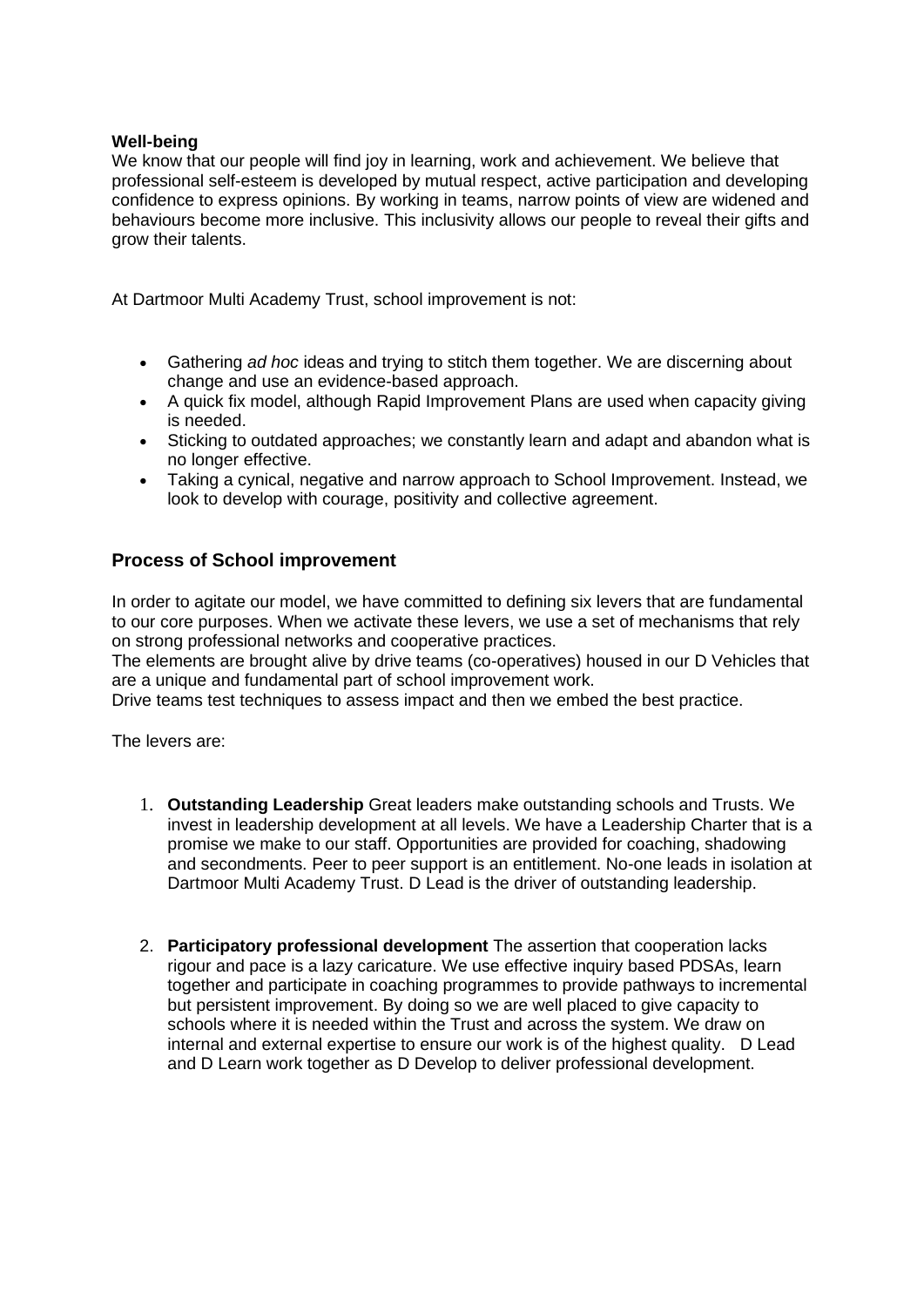**Well-being**

We know that our people will find joy in learning, work and achievement. We believe that professional self-esteem is developed by mutual respect, active participation and developing confidence to express opinions. By working in teams, narrow points of view are widened and behaviours become more inclusive. This inclusivity allows our people to reveal their gifts and grow their talents.

At Dartmoor Multi Academy Trust, school improvement is not:

- Gathering *ad hoc* ideas and trying to stitch them together. We are discerning about change and use an evidence-based approach.
- A quick fix model, although Rapid Improvement Plans are used when capacity giving is needed.
- Sticking to outdated approaches; we constantly learn and adapt and abandon what is no longer effective.
- Taking a cynical, negative and narrow approach to School Improvement. Instead, we look to develop with courage, positivity and collective agreement.

## Process of School improvement

In order to agitate our model, we have committed to defining six levers that are fundamental to our core purposes. When we activate these levers, we use a set of mechanisms that rely on strong professional networks and cooperative practices.

The elements are brought alive by drive teams (co-operatives) housed in our D Vehicles that are a unique and fundamental part of school improvement work.

Drive teams test techniques to assess impact and then we embed the best practice.

The levers are:

1. **Outstanding Leadership** Great leaders make outstanding schools and Trusts. We invest in leadership development at all levels. We have a Leadership Charter that is a promise we make to our staff. Opportunities are provided for coaching, shadowing and secondments. Peer to peer support is an entitlement. No-one leads in isolation at Dartmoor Multi Academy Trust. D Lead is the driver of outstanding leadership.

2. **Participatory professional development** The assertion that cooperation lacks rigour and pace is a lazy caricature. We use effective inquiry based PDSAs, learn together and participate in coaching programmes to provide pathways to incremental but persistent improvement. By doing so we are well placed to give capacity to schools where it is needed within the Trust and across the system. We draw on internal and external expertise to ensure our work is of the highest quality. D Lead and D Learn work together as D Develop to deliver professional development.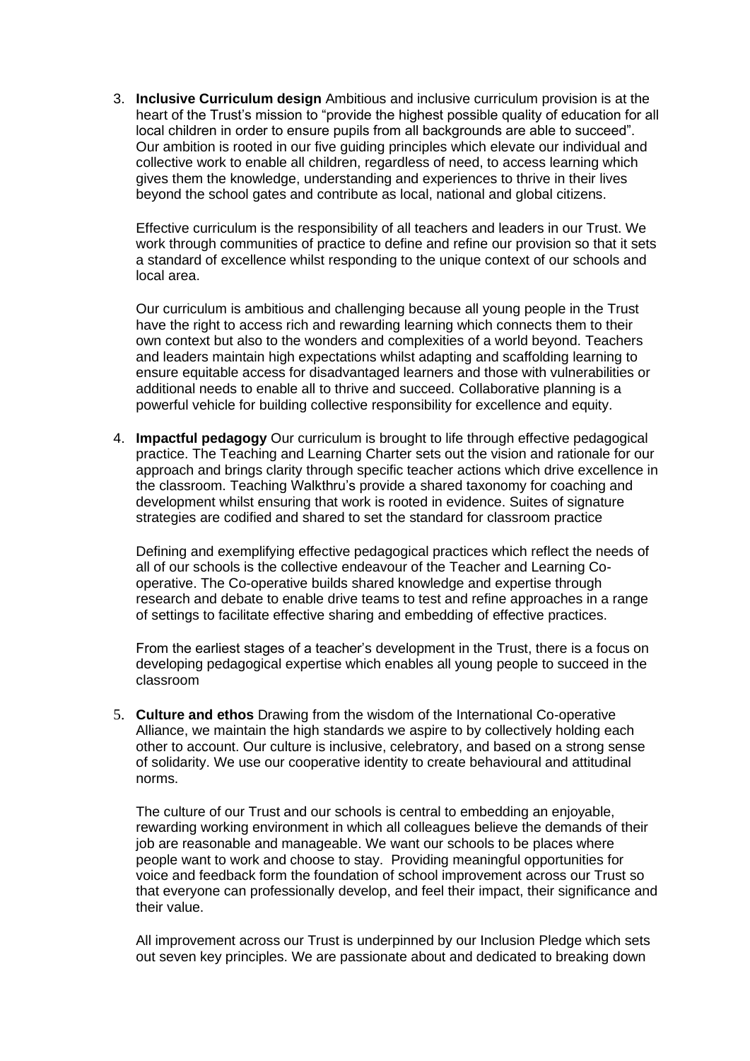3. **Inclusive Curriculum design** Ambitious and inclusive curriculum provision is at the heart of the Trust's mission to "provide the highest possible quality of education for all local children in order to ensure pupils from all backgrounds are able to succeed". Our ambition is rooted in our five guiding principles which elevate our individual and collective work to enable all children, regardless of need, to access learning which gives them the knowledge, understanding and experiences to thrive in their lives beyond the school gates and contribute as local, national and global citizens.

   Effective curriculum is the responsibility of all teachers and leaders in our Trust. We work through communities of practice to define and refine our provision so that it sets a standard of excellence whilst responding to the unique context of our schools and local area.

   Our curriculum is ambitious and challenging because all young people in the Trust have the right to access rich and rewarding learning which connects them to their own context but also to the wonders and complexities of a world beyond. Teachers and leaders maintain high expectations whilst adapting and scaffolding learning to ensure equitable access for disadvantaged learners and those with vulnerabilities or additional needs to enable all to thrive and succeed. Collaborative planning is a powerful vehicle for building collective responsibility for excellence and equity.

4. **Impactful pedagogy** Our curriculum is brought to life through effective pedagogical practice. The Teaching and Learning Charter sets out the vision and rationale for our approach and brings clarity through specific teacher actions which drive excellence in the classroom. Teaching Walkthru's provide a shared taxonomy for coaching and development whilst ensuring that work is rooted in evidence. Suites of signature strategies are codified and shared to set the standard for classroom practice

   Defining and exemplifying effective pedagogical practices which reflect the needs of all of our schools is the collective endeavour of the Teacher and Learning Co-operative. The Co-operative builds shared knowledge and expertise through research and debate to enable drive teams to test and refine approaches in a range of settings to facilitate effective sharing and embedding of effective practices.

   From the earliest stages of a teacher's development in the Trust, there is a focus on developing pedagogical expertise which enables all young people to succeed in the classroom

5. **Culture and ethos** Drawing from the wisdom of the International Co-operative Alliance, we maintain the high standards we aspire to by collectively holding each other to account. Our culture is inclusive, celebratory, and based on a strong sense of solidarity. We use our cooperative identity to create behavioural and attitudinal norms.

   The culture of our Trust and our schools is central to embedding an enjoyable, rewarding working environment in which all colleagues believe the demands of their job are reasonable and manageable. We want our schools to be places where people want to work and choose to stay. Providing meaningful opportunities for voice and feedback form the foundation of school improvement across our Trust so that everyone can professionally develop, and feel their impact, their significance and their value.

   All improvement across our Trust is underpinned by our Inclusion Pledge which sets out seven key principles. We are passionate about and dedicated to breaking down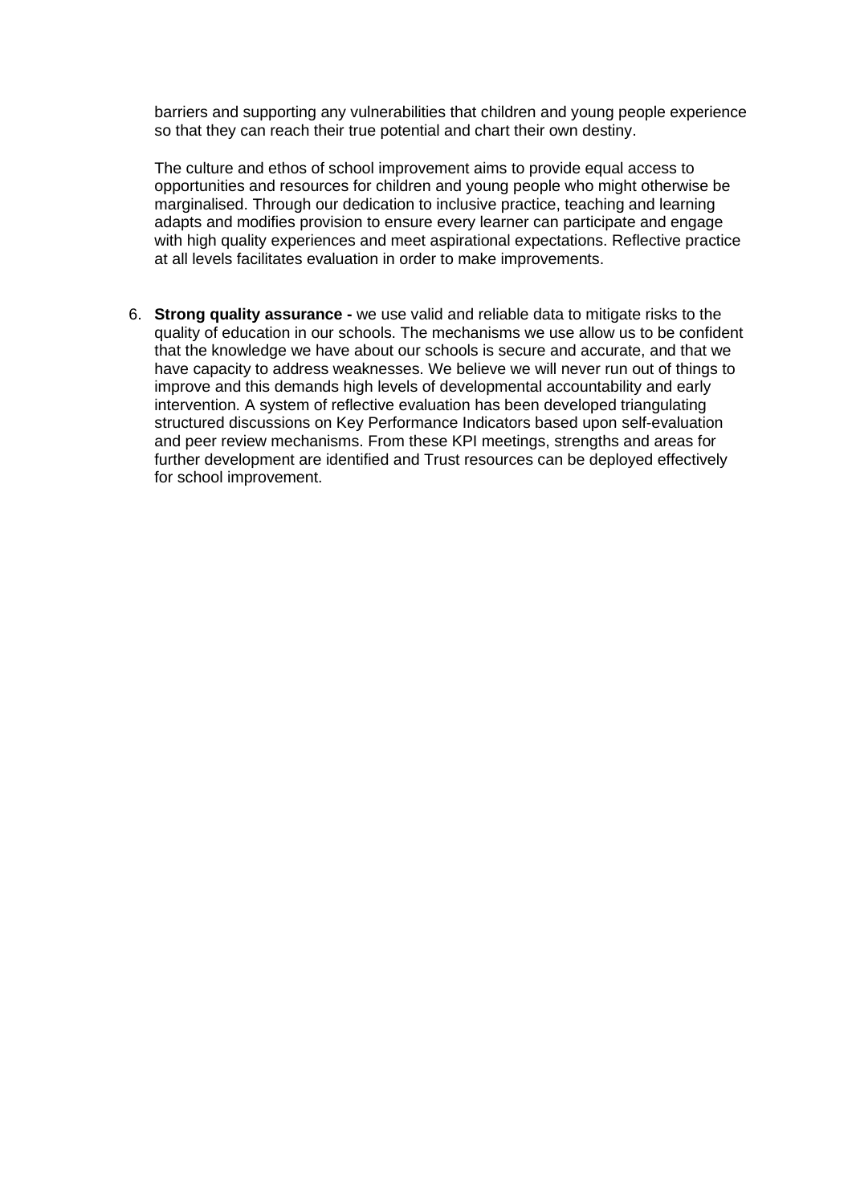barriers and supporting any vulnerabilities that children and young people experience so that they can reach their true potential and chart their own destiny.

The culture and ethos of school improvement aims to provide equal access to opportunities and resources for children and young people who might otherwise be marginalised. Through our dedication to inclusive practice, teaching and learning adapts and modifies provision to ensure every learner can participate and engage with high quality experiences and meet aspirational expectations. Reflective practice at all levels facilitates evaluation in order to make improvements.

6. **Strong quality assurance -** we use valid and reliable data to mitigate risks to the quality of education in our schools. The mechanisms we use allow us to be confident that the knowledge we have about our schools is secure and accurate, and that we have capacity to address weaknesses. We believe we will never run out of things to improve and this demands high levels of developmental accountability and early intervention. A system of reflective evaluation has been developed triangulating structured discussions on Key Performance Indicators based upon self-evaluation and peer review mechanisms. From these KPI meetings, strengths and areas for further development are identified and Trust resources can be deployed effectively for school improvement.